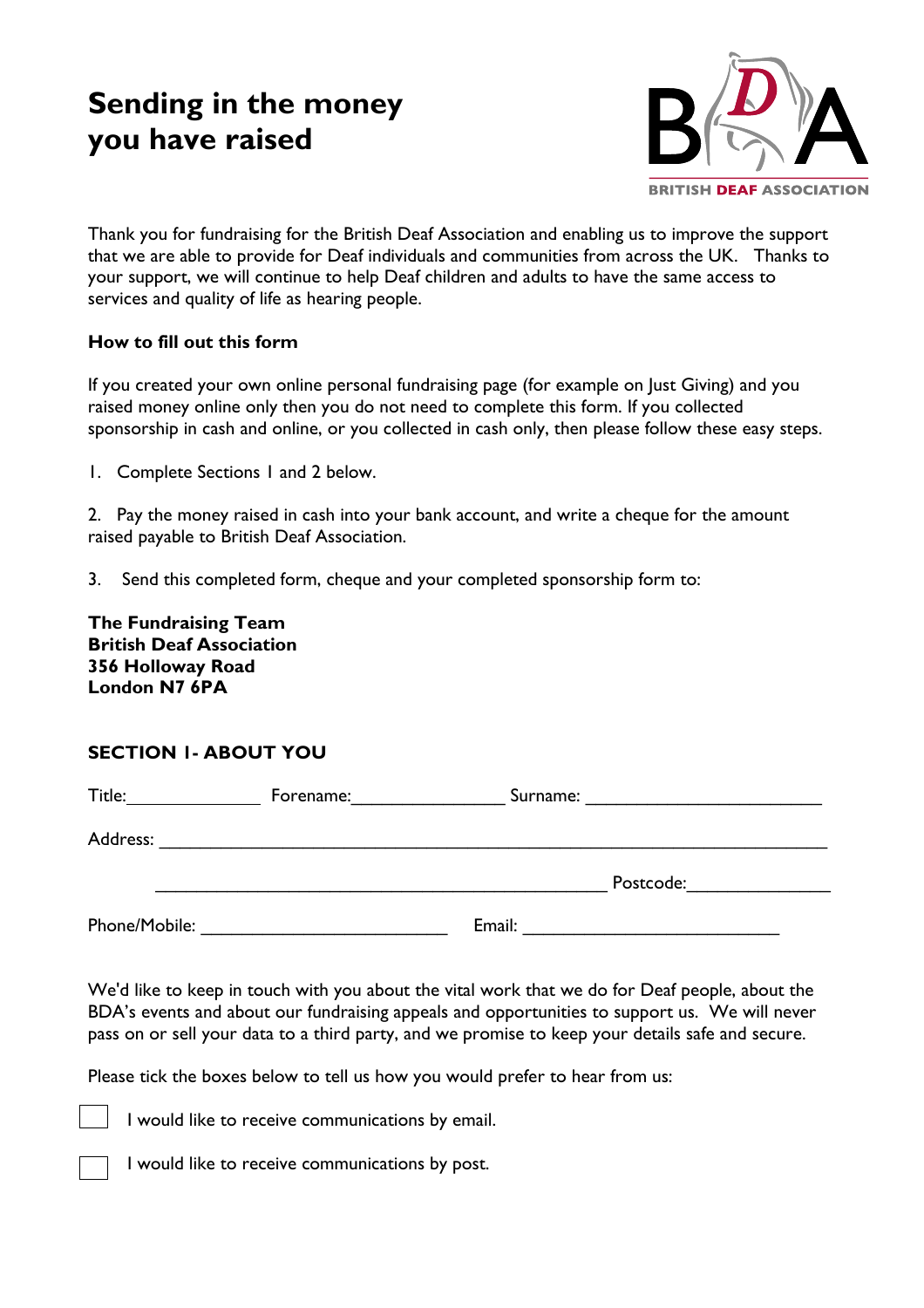# Sending in the money you have raised

BRITISH DEAF ASSOCIATION

Thank you for fundraising for the British Deaf Association and enabling us to improve the support that we are able to provide for Deaf individuals and communities from across the UK. Thanks to your support, we will continue to help Deaf children and adults to have the same access to services and quality of life as hearing people.

**How to fill out this form**

If you created your own online personal fundraising page (for example on Just Giving) and you raised money online only then you do not need to complete this form. If you collected sponsorship in cash and online, or you collected in cash only, then please follow these easy steps.

1. Complete Sections 1 and 2 below.
2. Pay the money raised in cash into your bank account, and write a cheque for the amount raised payable to British Deaf Association.
3. Send this completed form, cheque and your completed sponsorship form to:

**The Fundraising Team**
**British Deaf Association**
**356 Holloway Road**
**London N7 6PA**

## SECTION 1- ABOUT YOU

Title:______________ Forename:________________ Surname: _________________________

Address: ______________________________________________________________________

_______________________________________________ Postcode:_______________

Phone/Mobile: __________________________ Email: ___________________________

We'd like to keep in touch with you about the vital work that we do for Deaf people, about the BDA's events and about our fundraising appeals and opportunities to support us. We will never pass on or sell your data to a third party, and we promise to keep your details safe and secure.

Please tick the boxes below to tell us how you would prefer to hear from us:

☐ I would like to receive communications by email.

☐ I would like to receive communications by post.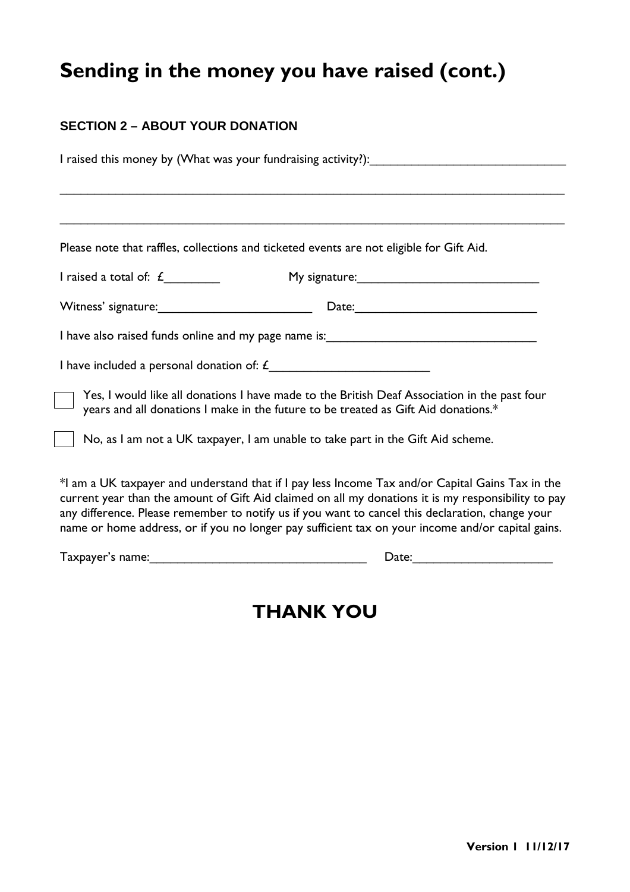# Sending in the money you have raised (cont.)

### SECTION 2 – ABOUT YOUR DONATION

I raised this money by (What was your fundraising activity?):______________________________

_____________________________________________________________________________

_____________________________________________________________________________

Please note that raffles, collections and ticketed events are not eligible for Gift Aid.

I raised a total of: £________ My signature:____________________________

Witness' signature:________________________ Date:____________________________

I have also raised funds online and my page name is:________________________________

I have included a personal donation of: £________________________

☐ Yes, I would like all donations I have made to the British Deaf Association in the past four years and all donations I make in the future to be treated as Gift Aid donations.*

☐ No, as I am not a UK taxpayer, I am unable to take part in the Gift Aid scheme.

*I am a UK taxpayer and understand that if I pay less Income Tax and/or Capital Gains Tax in the current year than the amount of Gift Aid claimed on all my donations it is my responsibility to pay any difference. Please remember to notify us if you want to cancel this declaration, change your name or home address, or if you no longer pay sufficient tax on your income and/or capital gains.

Taxpayer's name:________________________________ Date:_____________________

## THANK YOU

**Version 1 11/12/17**